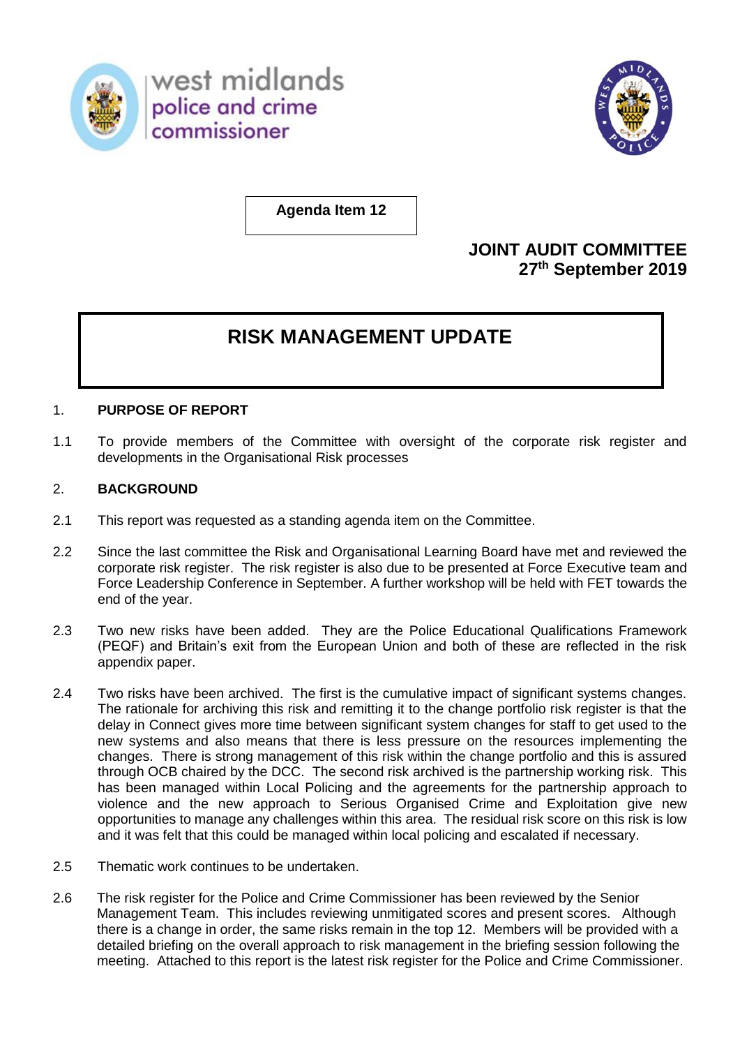west midlands police and crime commissioner

**Agenda Item 12**

**JOINT AUDIT COMMITTEE**
**27th September 2019**

# RISK MANAGEMENT UPDATE

## 1. PURPOSE OF REPORT

1.1 To provide members of the Committee with oversight of the corporate risk register and developments in the Organisational Risk processes

## 2. BACKGROUND

2.1 This report was requested as a standing agenda item on the Committee.

2.2 Since the last committee the Risk and Organisational Learning Board have met and reviewed the corporate risk register. The risk register is also due to be presented at Force Executive team and Force Leadership Conference in September. A further workshop will be held with FET towards the end of the year.

2.3 Two new risks have been added. They are the Police Educational Qualifications Framework (PEQF) and Britain's exit from the European Union and both of these are reflected in the risk appendix paper.

2.4 Two risks have been archived. The first is the cumulative impact of significant systems changes. The rationale for archiving this risk and remitting it to the change portfolio risk register is that the delay in Connect gives more time between significant system changes for staff to get used to the new systems and also means that there is less pressure on the resources implementing the changes. There is strong management of this risk within the change portfolio and this is assured through OCB chaired by the DCC. The second risk archived is the partnership working risk. This has been managed within Local Policing and the agreements for the partnership approach to violence and the new approach to Serious Organised Crime and Exploitation give new opportunities to manage any challenges within this area. The residual risk score on this risk is low and it was felt that this could be managed within local policing and escalated if necessary.

2.5 Thematic work continues to be undertaken.

2.6 The risk register for the Police and Crime Commissioner has been reviewed by the Senior Management Team. This includes reviewing unmitigated scores and present scores. Although there is a change in order, the same risks remain in the top 12. Members will be provided with a detailed briefing on the overall approach to risk management in the briefing session following the meeting. Attached to this report is the latest risk register for the Police and Crime Commissioner.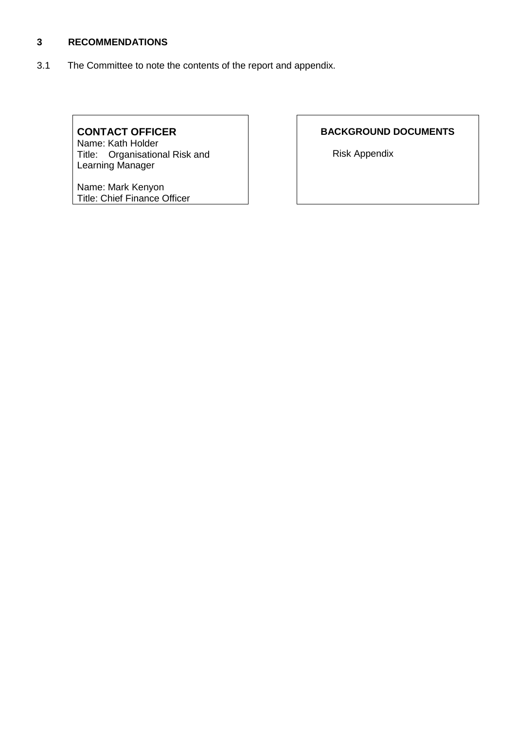## 3 RECOMMENDATIONS

3.1 The Committee to note the contents of the report and appendix.

**CONTACT OFFICER**
Name: Kath Holder
Title: Organisational Risk and Learning Manager

Name: Mark Kenyon
Title: Chief Finance Officer

**BACKGROUND DOCUMENTS**

Risk Appendix